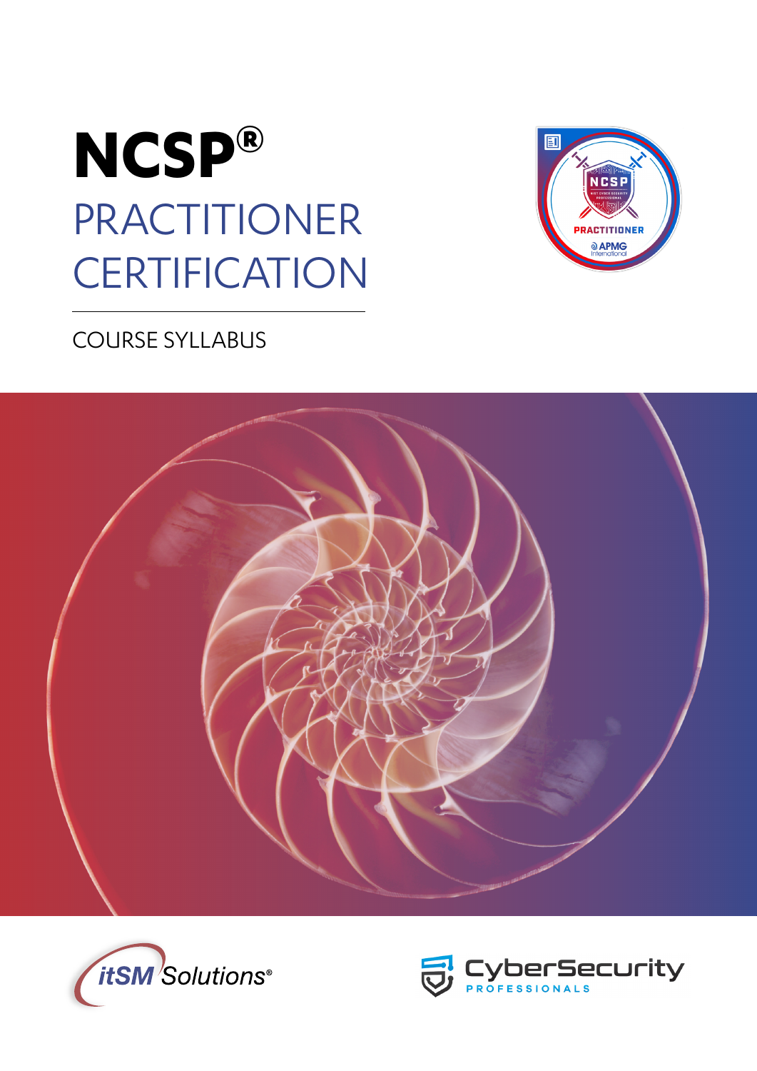# NCSP®

# PRACTITIONER CERTIFICATION

COURSE SYLLABUS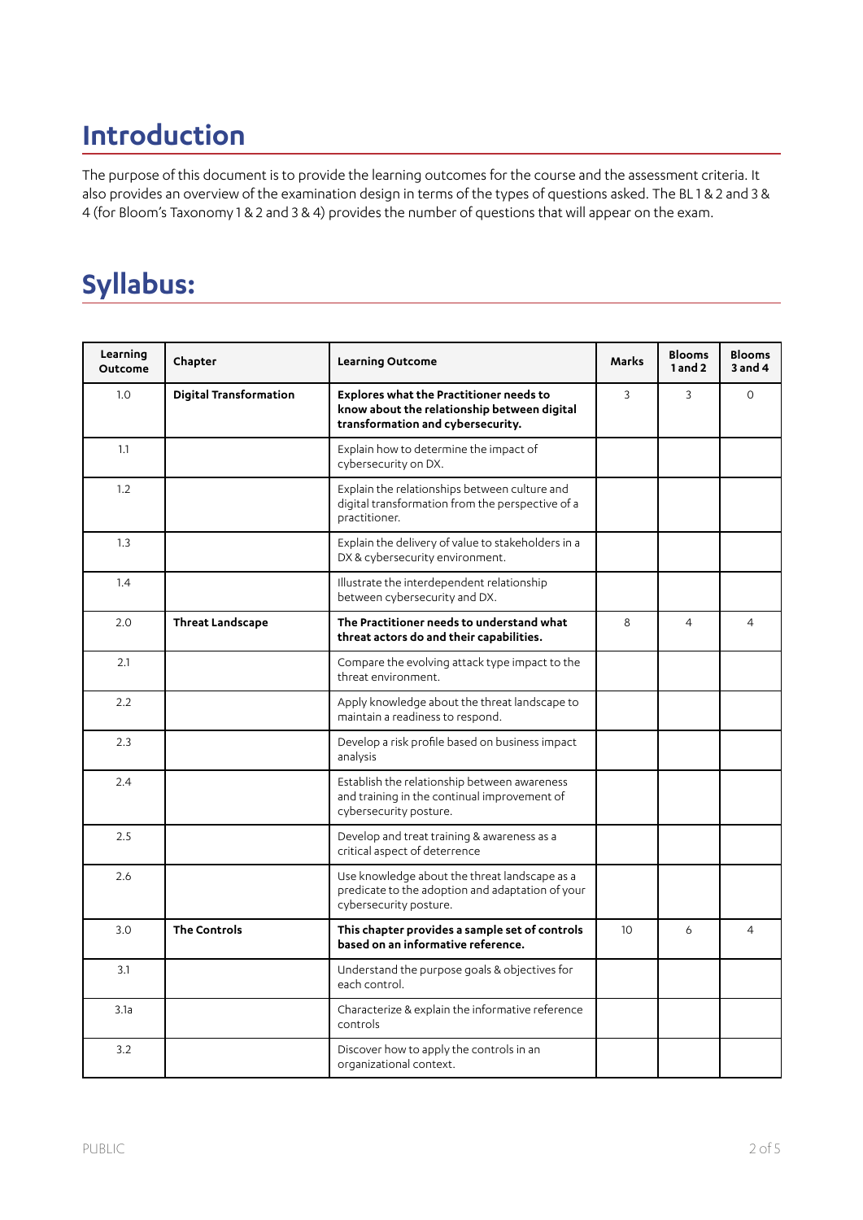# Introduction

The purpose of this document is to provide the learning outcomes for the course and the assessment criteria. It also provides an overview of the examination design in terms of the types of questions asked. The BL 1 & 2 and 3 & 4 (for Bloom's Taxonomy 1 & 2 and 3 & 4) provides the number of questions that will appear on the exam.

# Syllabus:

| Learning Outcome | Chapter | Learning Outcome | Marks | Blooms 1 and 2 | Blooms 3 and 4 |
|---|---|---|---|---|---|
| 1.0 | **Digital Transformation** | **Explores what the Practitioner needs to know about the relationship between digital transformation and cybersecurity.** | 3 | 3 | 0 |
| 1.1 | | Explain how to determine the impact of cybersecurity on DX. | | | |
| 1.2 | | Explain the relationships between culture and digital transformation from the perspective of a practitioner. | | | |
| 1.3 | | Explain the delivery of value to stakeholders in a DX & cybersecurity environment. | | | |
| 1.4 | | Illustrate the interdependent relationship between cybersecurity and DX. | | | |
| 2.0 | **Threat Landscape** | **The Practitioner needs to understand what threat actors do and their capabilities.** | 8 | 4 | 4 |
| 2.1 | | Compare the evolving attack type impact to the threat environment. | | | |
| 2.2 | | Apply knowledge about the threat landscape to maintain a readiness to respond. | | | |
| 2.3 | | Develop a risk profile based on business impact analysis | | | |
| 2.4 | | Establish the relationship between awareness and training in the continual improvement of cybersecurity posture. | | | |
| 2.5 | | Develop and treat training & awareness as a critical aspect of deterrence | | | |
| 2.6 | | Use knowledge about the threat landscape as a predicate to the adoption and adaptation of your cybersecurity posture. | | | |
| 3.0 | **The Controls** | **This chapter provides a sample set of controls based on an informative reference.** | 10 | 6 | 4 |
| 3.1 | | Understand the purpose goals & objectives for each control. | | | |
| 3.1a | | Characterize & explain the informative reference controls | | | |
| 3.2 | | Discover how to apply the controls in an organizational context. | | | |

PUBLIC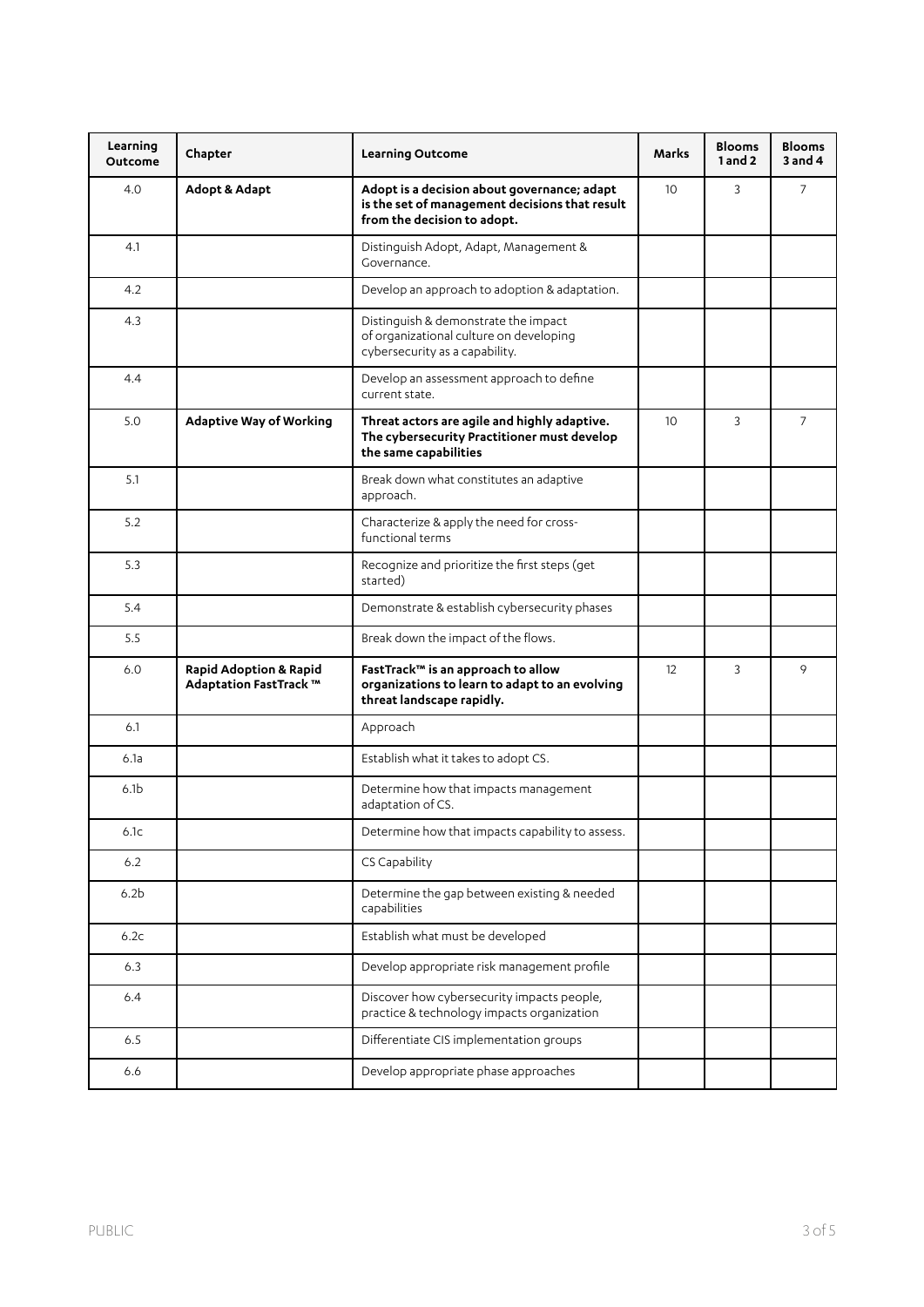| Learning Outcome | Chapter | Learning Outcome | Marks | Blooms 1 and 2 | Blooms 3 and 4 |
|---|---|---|---|---|---|
| 4.0 | **Adopt & Adapt** | **Adopt is a decision about governance; adapt is the set of management decisions that result from the decision to adopt.** | 10 | 3 | 7 |
| 4.1 | | Distinguish Adopt, Adapt, Management & Governance. | | | |
| 4.2 | | Develop an approach to adoption & adaptation. | | | |
| 4.3 | | Distinguish & demonstrate the impact of organizational culture on developing cybersecurity as a capability. | | | |
| 4.4 | | Develop an assessment approach to define current state. | | | |
| 5.0 | **Adaptive Way of Working** | **Threat actors are agile and highly adaptive. The cybersecurity Practitioner must develop the same capabilities** | 10 | 3 | 7 |
| 5.1 | | Break down what constitutes an adaptive approach. | | | |
| 5.2 | | Characterize & apply the need for cross-functional terms | | | |
| 5.3 | | Recognize and prioritize the first steps (get started) | | | |
| 5.4 | | Demonstrate & establish cybersecurity phases | | | |
| 5.5 | | Break down the impact of the flows. | | | |
| 6.0 | **Rapid Adoption & Rapid Adaptation FastTrack ™** | **FastTrack™ is an approach to allow organizations to learn to adapt to an evolving threat landscape rapidly.** | 12 | 3 | 9 |
| 6.1 | | Approach | | | |
| 6.1a | | Establish what it takes to adopt CS. | | | |
| 6.1b | | Determine how that impacts management adaptation of CS. | | | |
| 6.1c | | Determine how that impacts capability to assess. | | | |
| 6.2 | | CS Capability | | | |
| 6.2b | | Determine the gap between existing & needed capabilities | | | |
| 6.2c | | Establish what must be developed | | | |
| 6.3 | | Develop appropriate risk management profile | | | |
| 6.4 | | Discover how cybersecurity impacts people, practice & technology impacts organization | | | |
| 6.5 | | Differentiate CIS implementation groups | | | |
| 6.6 | | Develop appropriate phase approaches | | | |

PUBLIC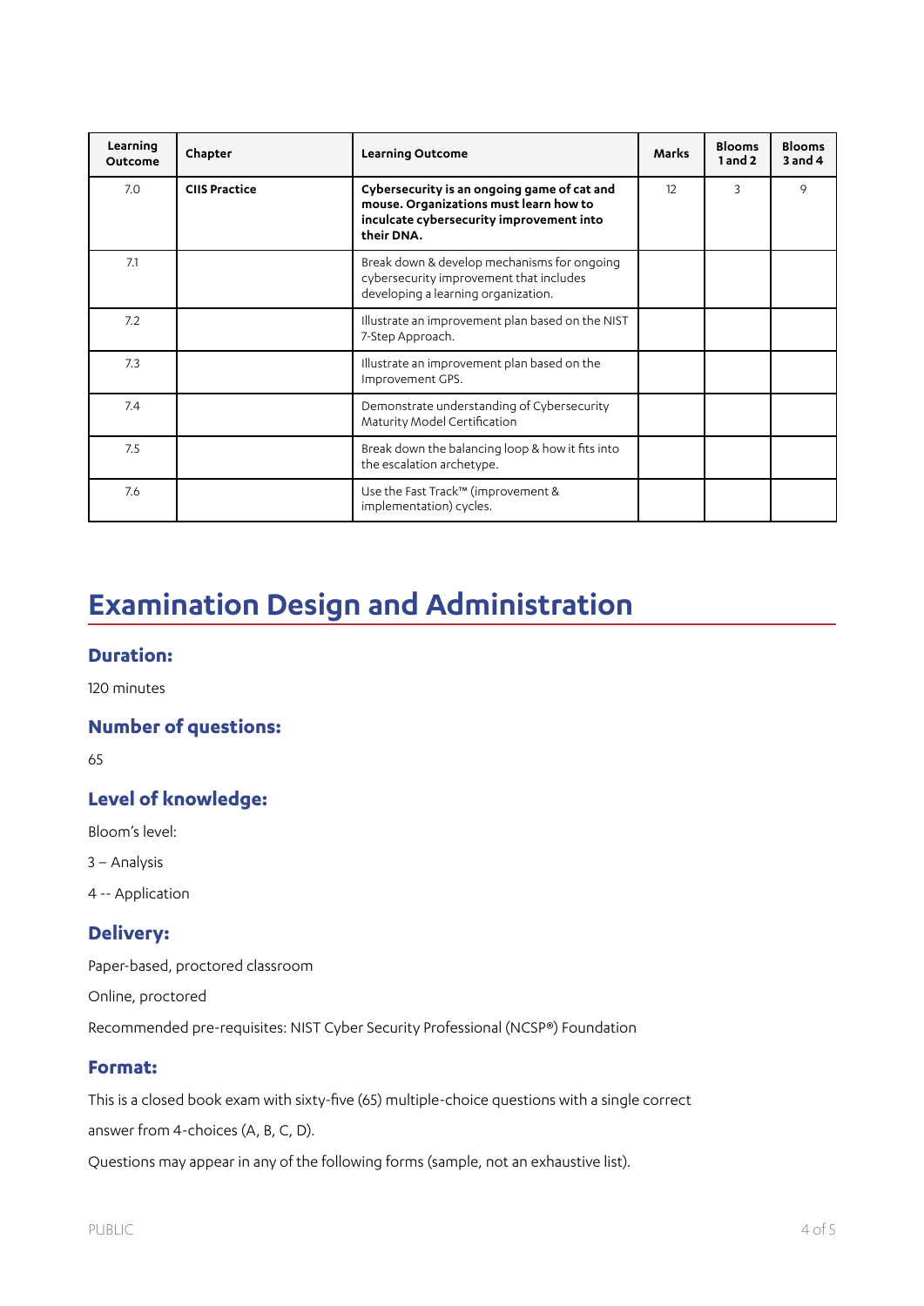| Learning Outcome | Chapter | Learning Outcome | Marks | Blooms 1 and 2 | Blooms 3 and 4 |
|---|---|---|---|---|---|
| 7.0 | **CIIS Practice** | **Cybersecurity is an ongoing game of cat and mouse. Organizations must learn how to inculcate cybersecurity improvement into their DNA.** | 12 | 3 | 9 |
| 7.1 | | Break down & develop mechanisms for ongoing cybersecurity improvement that includes developing a learning organization. | | | |
| 7.2 | | Illustrate an improvement plan based on the NIST 7-Step Approach. | | | |
| 7.3 | | Illustrate an improvement plan based on the Improvement GPS. | | | |
| 7.4 | | Demonstrate understanding of Cybersecurity Maturity Model Certification | | | |
| 7.5 | | Break down the balancing loop & how it fits into the escalation archetype. | | | |
| 7.6 | | Use the Fast Track™ (improvement & implementation) cycles. | | | |

# Examination Design and Administration

### Duration:

120 minutes

### Number of questions:

65

### Level of knowledge:

Bloom's level:

3 – Analysis

4 -- Application

### Delivery:

Paper-based, proctored classroom

Online, proctored

Recommended pre-requisites: NIST Cyber Security Professional (NCSP®) Foundation

### Format:

This is a closed book exam with sixty-five (65) multiple-choice questions with a single correct answer from 4-choices (A, B, C, D).

Questions may appear in any of the following forms (sample, not an exhaustive list).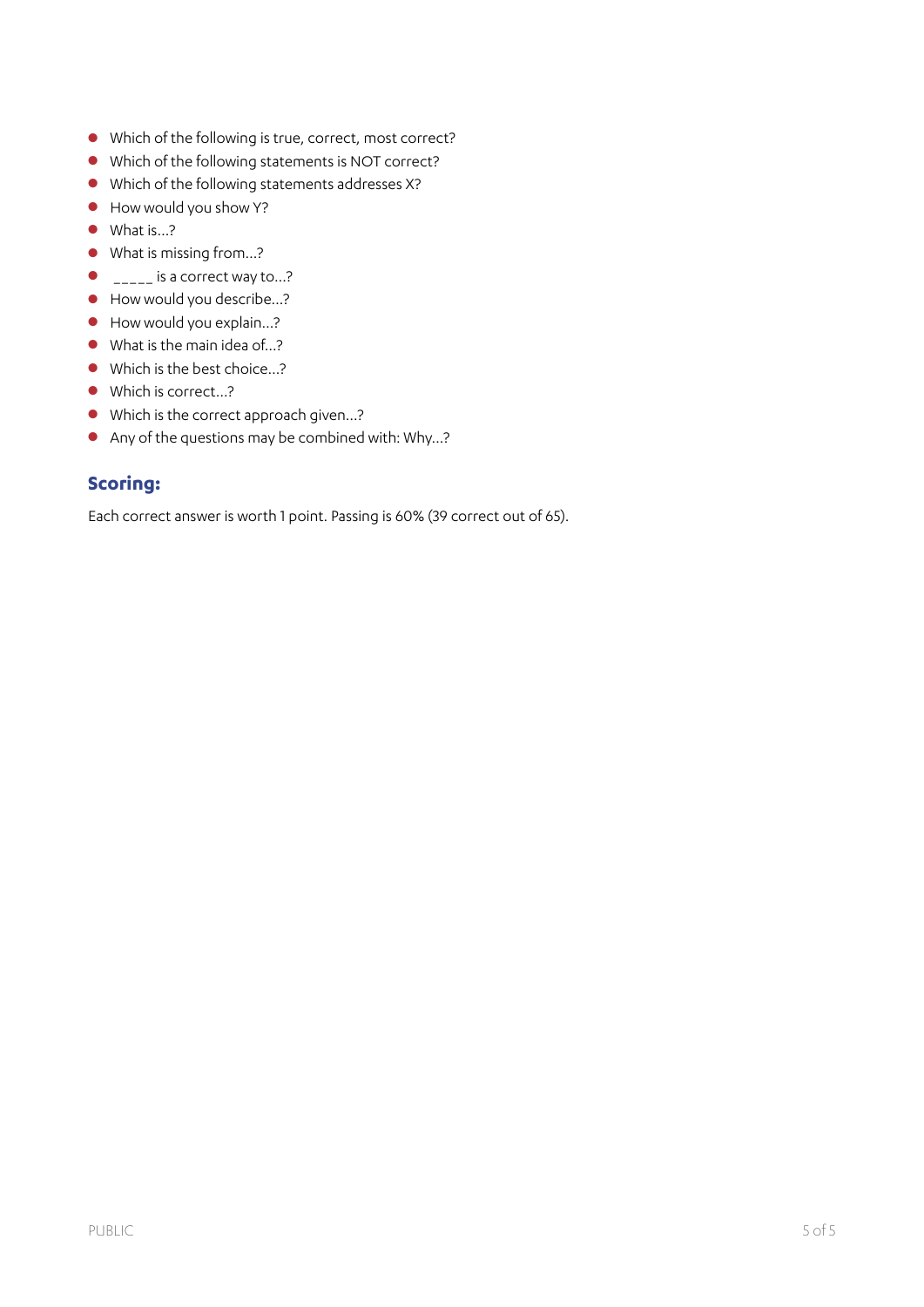- Which of the following is true, correct, most correct?
- Which of the following statements is NOT correct?
- Which of the following statements addresses X?
- How would you show Y?
- What is...?
- What is missing from...?
- _____ is a correct way to...?
- How would you describe...?
- How would you explain...?
- What is the main idea of...?
- Which is the best choice...?
- Which is correct...?
- Which is the correct approach given...?
- Any of the questions may be combined with: Why...?

## Scoring:

Each correct answer is worth 1 point. Passing is 60% (39 correct out of 65).